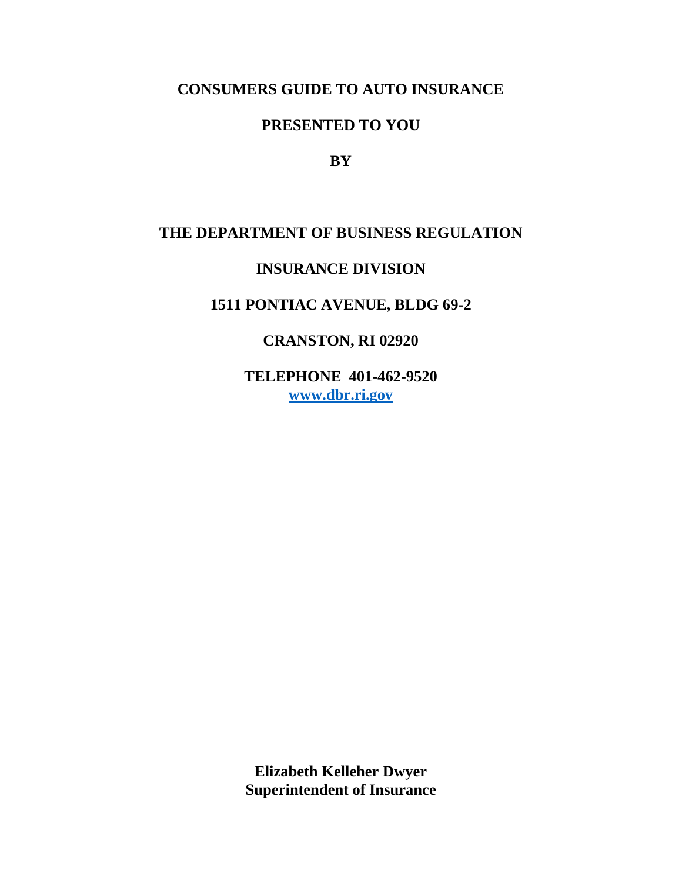# CONSUMERS GUIDE TO AUTO INSURANCE

**PRESENTED TO YOU**

**BY**

**THE DEPARTMENT OF BUSINESS REGULATION**

**INSURANCE DIVISION**

**1511 PONTIAC AVENUE, BLDG 69-2**

**CRANSTON, RI 02920**

**TELEPHONE 401-462-9520**
**www.dbr.ri.gov**

**Elizabeth Kelleher Dwyer**
**Superintendent of Insurance**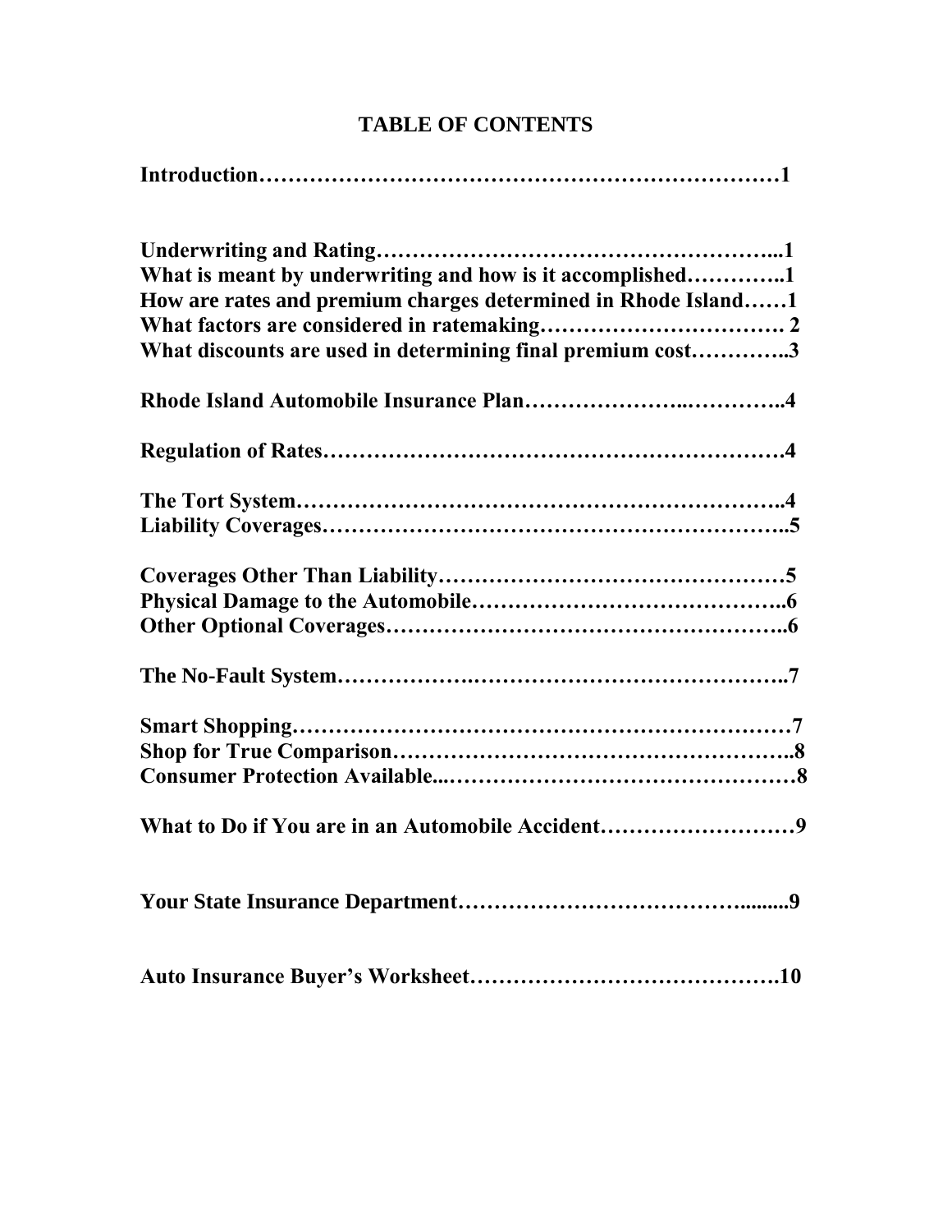# TABLE OF CONTENTS

**Introduction……………………………………………………………1**

**Underwriting and Rating………………………………………………...1**
**What is meant by underwriting and how is it accomplished…………..1**
**How are rates and premium charges determined in Rhode Island……1**
**What factors are considered in ratemaking……………………………. 2**
**What discounts are used in determining final premium cost………….3**

**Rhode Island Automobile Insurance Plan………………..…………..4**

**Regulation of Rates……………………………………………………4**

**The Tort System………………………………………………………..4**
**Liability Coverages……………………………………………………..5**

**Coverages Other Than Liability………………………………………5**
**Physical Damage to the Automobile…………………………………..6**
**Other Optional Coverages……………………………………………..6**

**The No-Fault System…………….……………………………………..7**

**Smart Shopping…………………………………………………………7**
**Shop for True Comparison……………………………………………..8**
**Consumer Protection Available...………………………………………8**

**What to Do if You are in an Automobile Accident………………………9**

**Your State Insurance Department…………………………….........9**

**Auto Insurance Buyer's Worksheet…………………………………….10**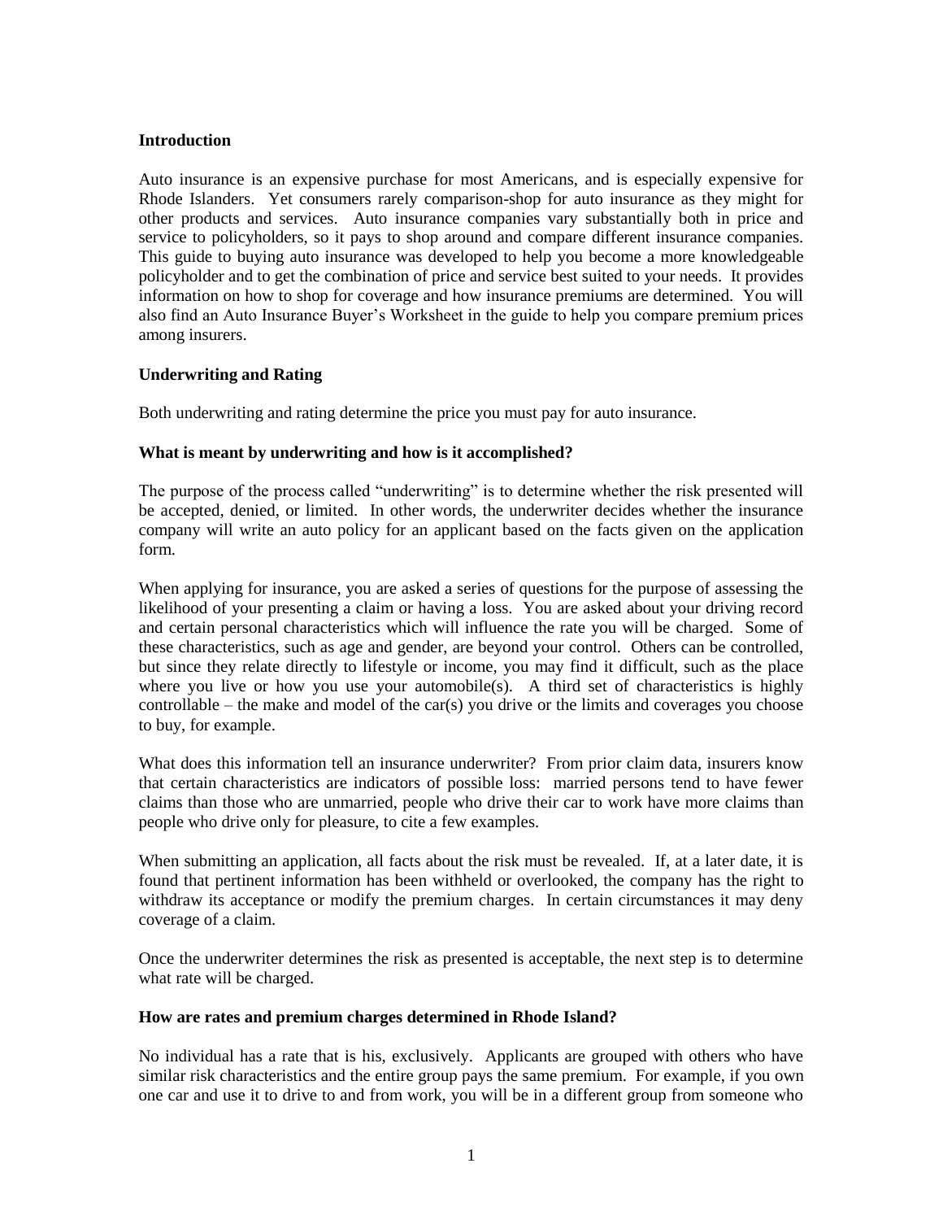## Introduction

Auto insurance is an expensive purchase for most Americans, and is especially expensive for Rhode Islanders. Yet consumers rarely comparison-shop for auto insurance as they might for other products and services. Auto insurance companies vary substantially both in price and service to policyholders, so it pays to shop around and compare different insurance companies. This guide to buying auto insurance was developed to help you become a more knowledgeable policyholder and to get the combination of price and service best suited to your needs. It provides information on how to shop for coverage and how insurance premiums are determined. You will also find an Auto Insurance Buyer's Worksheet in the guide to help you compare premium prices among insurers.

## Underwriting and Rating

Both underwriting and rating determine the price you must pay for auto insurance.

### What is meant by underwriting and how is it accomplished?

The purpose of the process called "underwriting" is to determine whether the risk presented will be accepted, denied, or limited. In other words, the underwriter decides whether the insurance company will write an auto policy for an applicant based on the facts given on the application form.

When applying for insurance, you are asked a series of questions for the purpose of assessing the likelihood of your presenting a claim or having a loss. You are asked about your driving record and certain personal characteristics which will influence the rate you will be charged. Some of these characteristics, such as age and gender, are beyond your control. Others can be controlled, but since they relate directly to lifestyle or income, you may find it difficult, such as the place where you live or how you use your automobile(s). A third set of characteristics is highly controllable – the make and model of the car(s) you drive or the limits and coverages you choose to buy, for example.

What does this information tell an insurance underwriter? From prior claim data, insurers know that certain characteristics are indicators of possible loss: married persons tend to have fewer claims than those who are unmarried, people who drive their car to work have more claims than people who drive only for pleasure, to cite a few examples.

When submitting an application, all facts about the risk must be revealed. If, at a later date, it is found that pertinent information has been withheld or overlooked, the company has the right to withdraw its acceptance or modify the premium charges. In certain circumstances it may deny coverage of a claim.

Once the underwriter determines the risk as presented is acceptable, the next step is to determine what rate will be charged.

### How are rates and premium charges determined in Rhode Island?

No individual has a rate that is his, exclusively. Applicants are grouped with others who have similar risk characteristics and the entire group pays the same premium. For example, if you own one car and use it to drive to and from work, you will be in a different group from someone who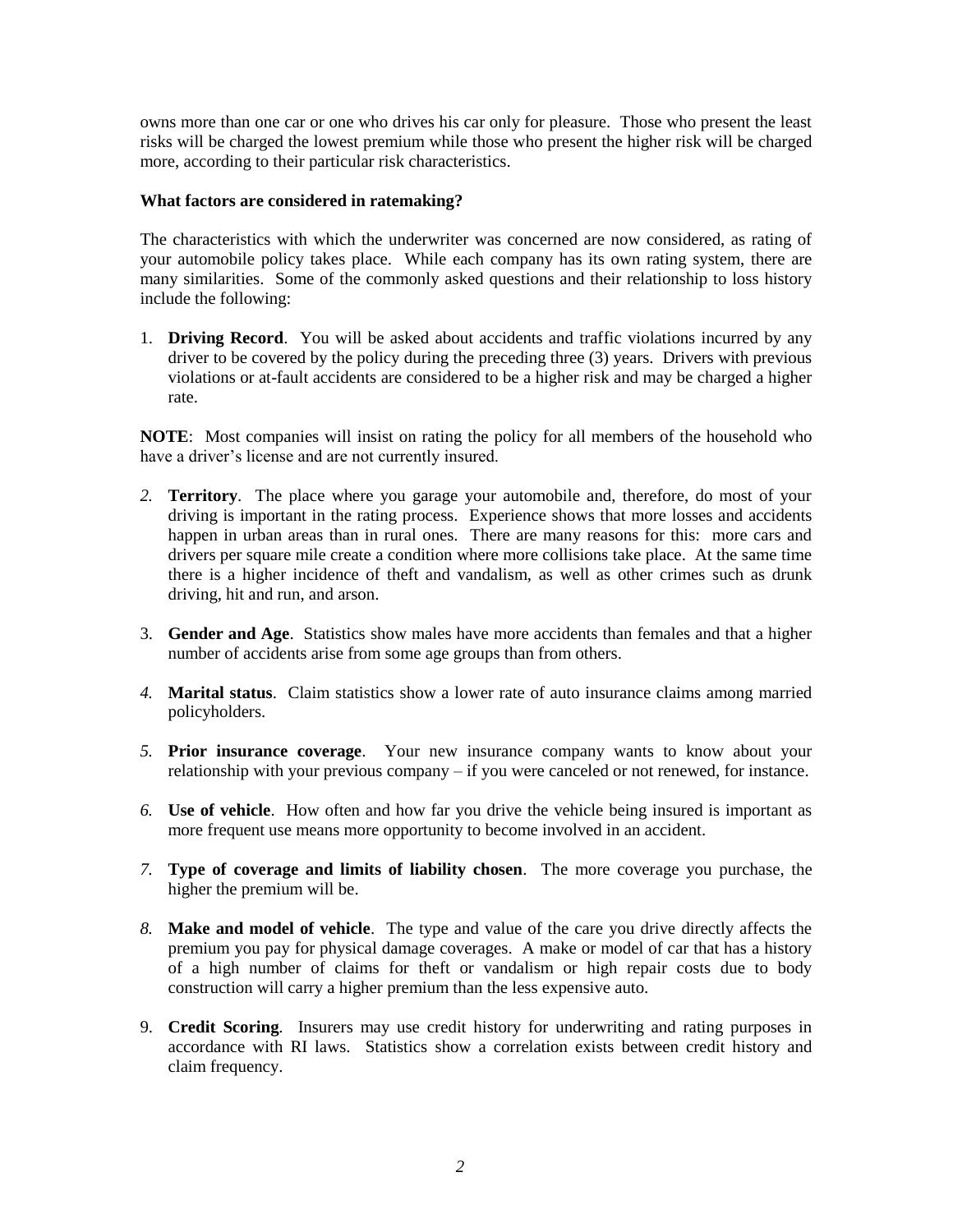owns more than one car or one who drives his car only for pleasure. Those who present the least risks will be charged the lowest premium while those who present the higher risk will be charged more, according to their particular risk characteristics.

**What factors are considered in ratemaking?**

The characteristics with which the underwriter was concerned are now considered, as rating of your automobile policy takes place. While each company has its own rating system, there are many similarities. Some of the commonly asked questions and their relationship to loss history include the following:

1. **Driving Record**. You will be asked about accidents and traffic violations incurred by any driver to be covered by the policy during the preceding three (3) years. Drivers with previous violations or at-fault accidents are considered to be a higher risk and may be charged a higher rate.

**NOTE**: Most companies will insist on rating the policy for all members of the household who have a driver's license and are not currently insured.

2. **Territory**. The place where you garage your automobile and, therefore, do most of your driving is important in the rating process. Experience shows that more losses and accidents happen in urban areas than in rural ones. There are many reasons for this: more cars and drivers per square mile create a condition where more collisions take place. At the same time there is a higher incidence of theft and vandalism, as well as other crimes such as drunk driving, hit and run, and arson.

3. **Gender and Age**. Statistics show males have more accidents than females and that a higher number of accidents arise from some age groups than from others.

4. **Marital status**. Claim statistics show a lower rate of auto insurance claims among married policyholders.

5. **Prior insurance coverage**. Your new insurance company wants to know about your relationship with your previous company – if you were canceled or not renewed, for instance.

6. **Use of vehicle**. How often and how far you drive the vehicle being insured is important as more frequent use means more opportunity to become involved in an accident.

7. **Type of coverage and limits of liability chosen**. The more coverage you purchase, the higher the premium will be.

8. **Make and model of vehicle**. The type and value of the care you drive directly affects the premium you pay for physical damage coverages. A make or model of car that has a history of a high number of claims for theft or vandalism or high repair costs due to body construction will carry a higher premium than the less expensive auto.

9. **Credit Scoring**. Insurers may use credit history for underwriting and rating purposes in accordance with RI laws. Statistics show a correlation exists between credit history and claim frequency.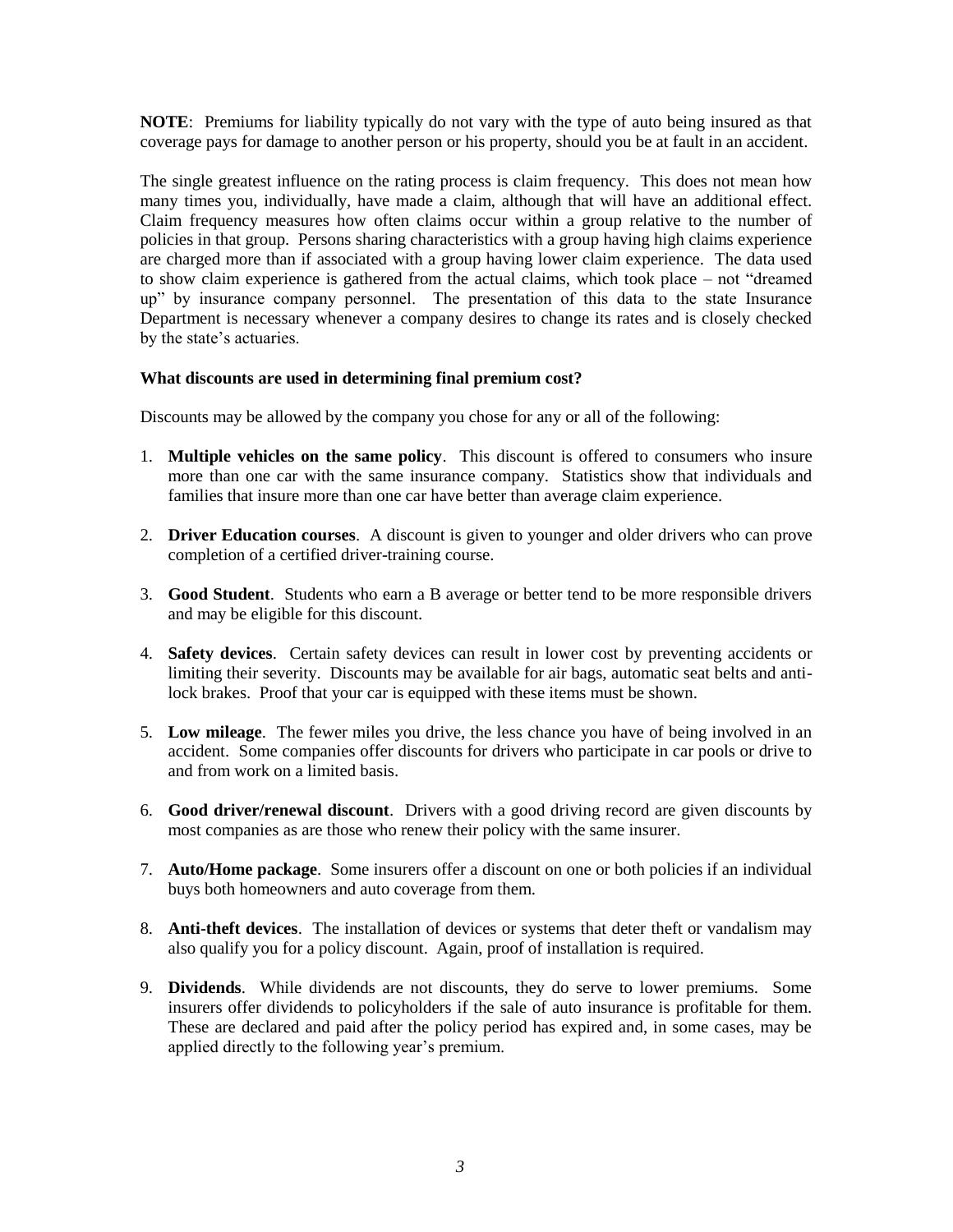**NOTE**: Premiums for liability typically do not vary with the type of auto being insured as that coverage pays for damage to another person or his property, should you be at fault in an accident.

The single greatest influence on the rating process is claim frequency. This does not mean how many times you, individually, have made a claim, although that will have an additional effect. Claim frequency measures how often claims occur within a group relative to the number of policies in that group. Persons sharing characteristics with a group having high claims experience are charged more than if associated with a group having lower claim experience. The data used to show claim experience is gathered from the actual claims, which took place – not "dreamed up" by insurance company personnel. The presentation of this data to the state Insurance Department is necessary whenever a company desires to change its rates and is closely checked by the state's actuaries.

**What discounts are used in determining final premium cost?**

Discounts may be allowed by the company you chose for any or all of the following:

1. **Multiple vehicles on the same policy**. This discount is offered to consumers who insure more than one car with the same insurance company. Statistics show that individuals and families that insure more than one car have better than average claim experience.

2. **Driver Education courses**. A discount is given to younger and older drivers who can prove completion of a certified driver-training course.

3. **Good Student**. Students who earn a B average or better tend to be more responsible drivers and may be eligible for this discount.

4. **Safety devices**. Certain safety devices can result in lower cost by preventing accidents or limiting their severity. Discounts may be available for air bags, automatic seat belts and anti-lock brakes. Proof that your car is equipped with these items must be shown.

5. **Low mileage**. The fewer miles you drive, the less chance you have of being involved in an accident. Some companies offer discounts for drivers who participate in car pools or drive to and from work on a limited basis.

6. **Good driver/renewal discount**. Drivers with a good driving record are given discounts by most companies as are those who renew their policy with the same insurer.

7. **Auto/Home package**. Some insurers offer a discount on one or both policies if an individual buys both homeowners and auto coverage from them.

8. **Anti-theft devices**. The installation of devices or systems that deter theft or vandalism may also qualify you for a policy discount. Again, proof of installation is required.

9. **Dividends**. While dividends are not discounts, they do serve to lower premiums. Some insurers offer dividends to policyholders if the sale of auto insurance is profitable for them. These are declared and paid after the policy period has expired and, in some cases, may be applied directly to the following year's premium.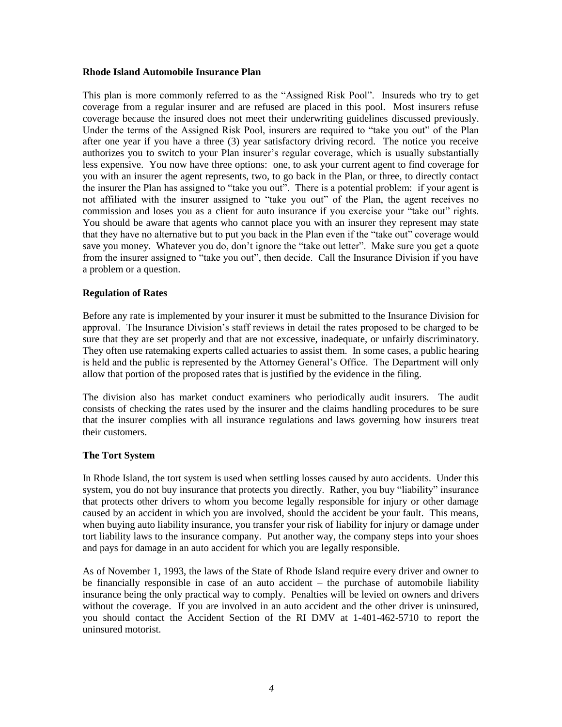**Rhode Island Automobile Insurance Plan**

This plan is more commonly referred to as the "Assigned Risk Pool". Insureds who try to get coverage from a regular insurer and are refused are placed in this pool. Most insurers refuse coverage because the insured does not meet their underwriting guidelines discussed previously. Under the terms of the Assigned Risk Pool, insurers are required to "take you out" of the Plan after one year if you have a three (3) year satisfactory driving record. The notice you receive authorizes you to switch to your Plan insurer's regular coverage, which is usually substantially less expensive. You now have three options: one, to ask your current agent to find coverage for you with an insurer the agent represents, two, to go back in the Plan, or three, to directly contact the insurer the Plan has assigned to "take you out". There is a potential problem: if your agent is not affiliated with the insurer assigned to "take you out" of the Plan, the agent receives no commission and loses you as a client for auto insurance if you exercise your "take out" rights. You should be aware that agents who cannot place you with an insurer they represent may state that they have no alternative but to put you back in the Plan even if the "take out" coverage would save you money. Whatever you do, don't ignore the "take out letter". Make sure you get a quote from the insurer assigned to "take you out", then decide. Call the Insurance Division if you have a problem or a question.

**Regulation of Rates**

Before any rate is implemented by your insurer it must be submitted to the Insurance Division for approval. The Insurance Division's staff reviews in detail the rates proposed to be charged to be sure that they are set properly and that are not excessive, inadequate, or unfairly discriminatory. They often use ratemaking experts called actuaries to assist them. In some cases, a public hearing is held and the public is represented by the Attorney General's Office. The Department will only allow that portion of the proposed rates that is justified by the evidence in the filing.

The division also has market conduct examiners who periodically audit insurers. The audit consists of checking the rates used by the insurer and the claims handling procedures to be sure that the insurer complies with all insurance regulations and laws governing how insurers treat their customers.

**The Tort System**

In Rhode Island, the tort system is used when settling losses caused by auto accidents. Under this system, you do not buy insurance that protects you directly. Rather, you buy "liability" insurance that protects other drivers to whom you become legally responsible for injury or other damage caused by an accident in which you are involved, should the accident be your fault. This means, when buying auto liability insurance, you transfer your risk of liability for injury or damage under tort liability laws to the insurance company. Put another way, the company steps into your shoes and pays for damage in an auto accident for which you are legally responsible.

As of November 1, 1993, the laws of the State of Rhode Island require every driver and owner to be financially responsible in case of an auto accident – the purchase of automobile liability insurance being the only practical way to comply. Penalties will be levied on owners and drivers without the coverage. If you are involved in an auto accident and the other driver is uninsured, you should contact the Accident Section of the RI DMV at 1-401-462-5710 to report the uninsured motorist.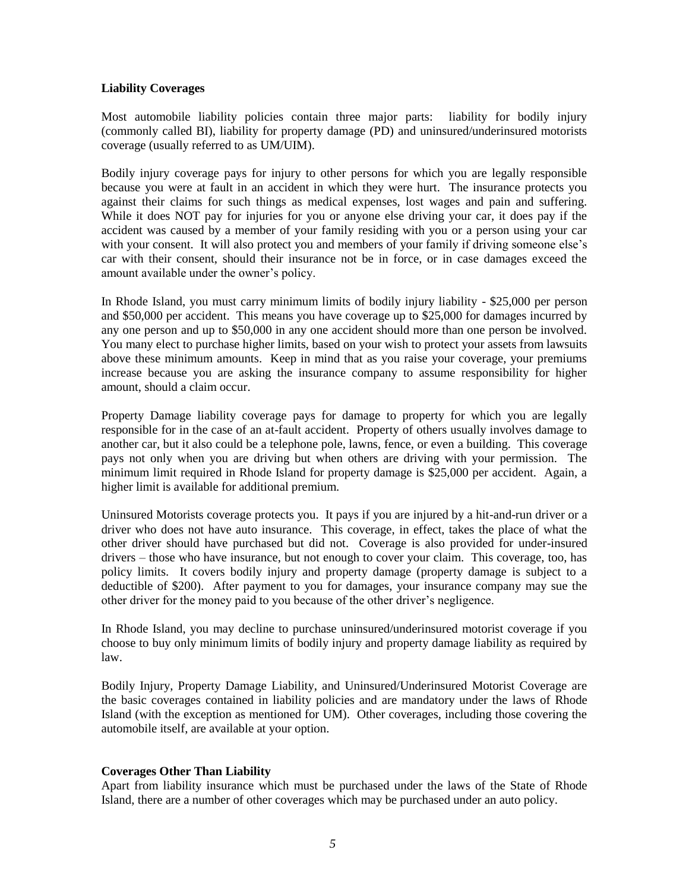**Liability Coverages**

Most automobile liability policies contain three major parts: liability for bodily injury (commonly called BI), liability for property damage (PD) and uninsured/underinsured motorists coverage (usually referred to as UM/UIM).

Bodily injury coverage pays for injury to other persons for which you are legally responsible because you were at fault in an accident in which they were hurt. The insurance protects you against their claims for such things as medical expenses, lost wages and pain and suffering. While it does NOT pay for injuries for you or anyone else driving your car, it does pay if the accident was caused by a member of your family residing with you or a person using your car with your consent. It will also protect you and members of your family if driving someone else's car with their consent, should their insurance not be in force, or in case damages exceed the amount available under the owner's policy.

In Rhode Island, you must carry minimum limits of bodily injury liability - $25,000 per person and $50,000 per accident. This means you have coverage up to $25,000 for damages incurred by any one person and up to $50,000 in any one accident should more than one person be involved. You many elect to purchase higher limits, based on your wish to protect your assets from lawsuits above these minimum amounts. Keep in mind that as you raise your coverage, your premiums increase because you are asking the insurance company to assume responsibility for higher amount, should a claim occur.

Property Damage liability coverage pays for damage to property for which you are legally responsible for in the case of an at-fault accident. Property of others usually involves damage to another car, but it also could be a telephone pole, lawns, fence, or even a building. This coverage pays not only when you are driving but when others are driving with your permission. The minimum limit required in Rhode Island for property damage is $25,000 per accident. Again, a higher limit is available for additional premium.

Uninsured Motorists coverage protects you. It pays if you are injured by a hit-and-run driver or a driver who does not have auto insurance. This coverage, in effect, takes the place of what the other driver should have purchased but did not. Coverage is also provided for under-insured drivers – those who have insurance, but not enough to cover your claim. This coverage, too, has policy limits. It covers bodily injury and property damage (property damage is subject to a deductible of $200). After payment to you for damages, your insurance company may sue the other driver for the money paid to you because of the other driver's negligence.

In Rhode Island, you may decline to purchase uninsured/underinsured motorist coverage if you choose to buy only minimum limits of bodily injury and property damage liability as required by law.

Bodily Injury, Property Damage Liability, and Uninsured/Underinsured Motorist Coverage are the basic coverages contained in liability policies and are mandatory under the laws of Rhode Island (with the exception as mentioned for UM). Other coverages, including those covering the automobile itself, are available at your option.

**Coverages Other Than Liability**

Apart from liability insurance which must be purchased under the laws of the State of Rhode Island, there are a number of other coverages which may be purchased under an auto policy.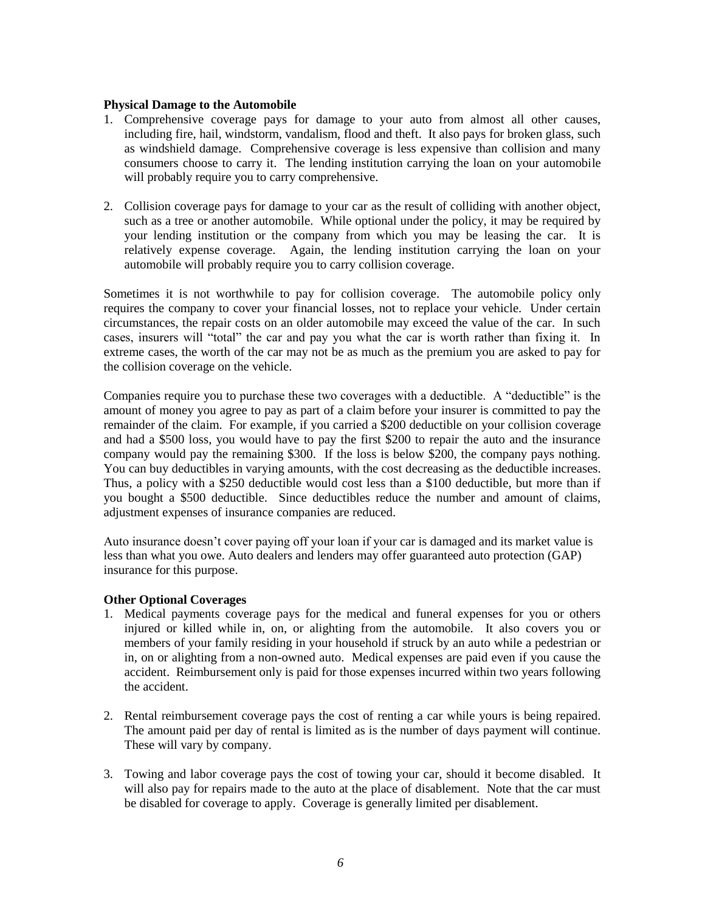**Physical Damage to the Automobile**

1. Comprehensive coverage pays for damage to your auto from almost all other causes, including fire, hail, windstorm, vandalism, flood and theft. It also pays for broken glass, such as windshield damage. Comprehensive coverage is less expensive than collision and many consumers choose to carry it. The lending institution carrying the loan on your automobile will probably require you to carry comprehensive.

2. Collision coverage pays for damage to your car as the result of colliding with another object, such as a tree or another automobile. While optional under the policy, it may be required by your lending institution or the company from which you may be leasing the car. It is relatively expense coverage. Again, the lending institution carrying the loan on your automobile will probably require you to carry collision coverage.

Sometimes it is not worthwhile to pay for collision coverage. The automobile policy only requires the company to cover your financial losses, not to replace your vehicle. Under certain circumstances, the repair costs on an older automobile may exceed the value of the car. In such cases, insurers will "total" the car and pay you what the car is worth rather than fixing it. In extreme cases, the worth of the car may not be as much as the premium you are asked to pay for the collision coverage on the vehicle.

Companies require you to purchase these two coverages with a deductible. A "deductible" is the amount of money you agree to pay as part of a claim before your insurer is committed to pay the remainder of the claim. For example, if you carried a $200 deductible on your collision coverage and had a $500 loss, you would have to pay the first $200 to repair the auto and the insurance company would pay the remaining $300. If the loss is below $200, the company pays nothing. You can buy deductibles in varying amounts, with the cost decreasing as the deductible increases. Thus, a policy with a $250 deductible would cost less than a $100 deductible, but more than if you bought a $500 deductible. Since deductibles reduce the number and amount of claims, adjustment expenses of insurance companies are reduced.

Auto insurance doesn't cover paying off your loan if your car is damaged and its market value is less than what you owe. Auto dealers and lenders may offer guaranteed auto protection (GAP) insurance for this purpose.

**Other Optional Coverages**

1. Medical payments coverage pays for the medical and funeral expenses for you or others injured or killed while in, on, or alighting from the automobile. It also covers you or members of your family residing in your household if struck by an auto while a pedestrian or in, on or alighting from a non-owned auto. Medical expenses are paid even if you cause the accident. Reimbursement only is paid for those expenses incurred within two years following the accident.

2. Rental reimbursement coverage pays the cost of renting a car while yours is being repaired. The amount paid per day of rental is limited as is the number of days payment will continue. These will vary by company.

3. Towing and labor coverage pays the cost of towing your car, should it become disabled. It will also pay for repairs made to the auto at the place of disablement. Note that the car must be disabled for coverage to apply. Coverage is generally limited per disablement.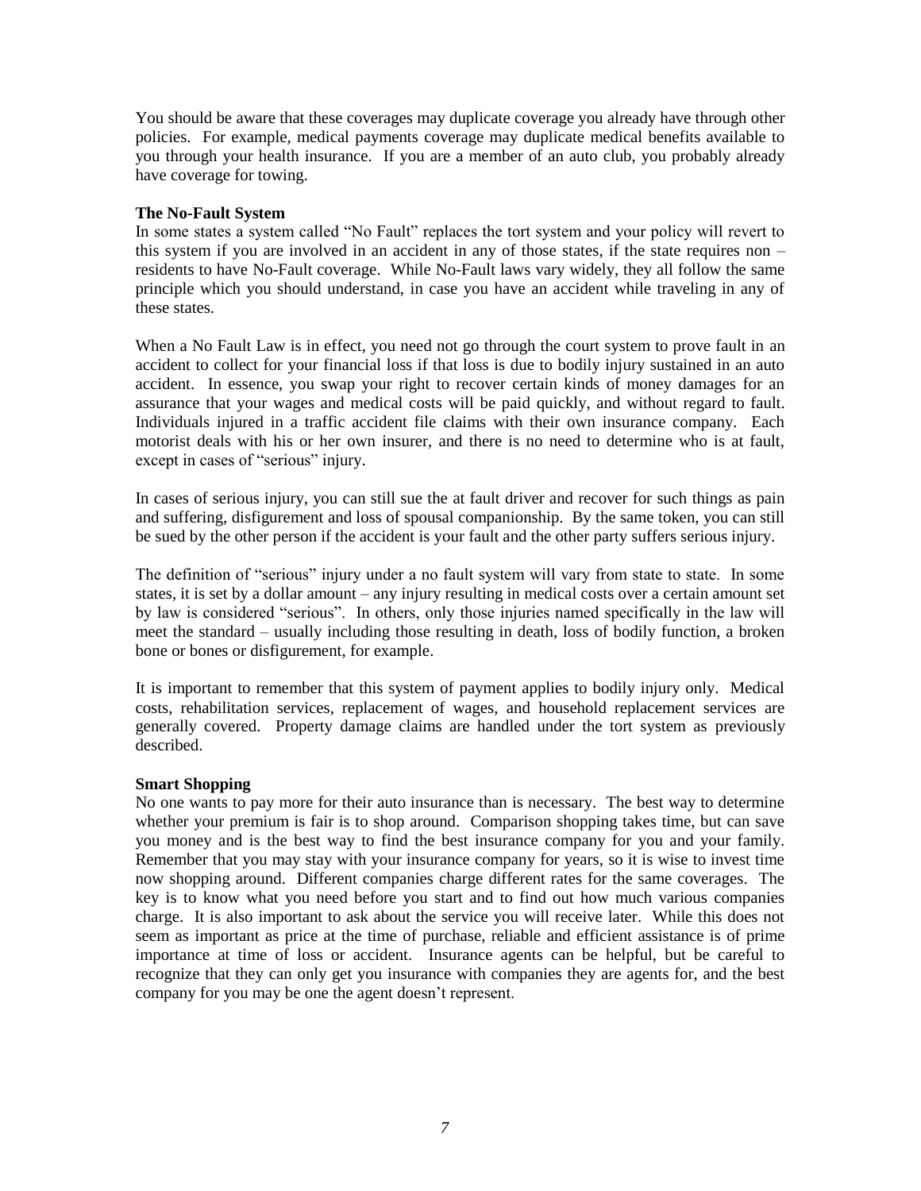You should be aware that these coverages may duplicate coverage you already have through other policies. For example, medical payments coverage may duplicate medical benefits available to you through your health insurance. If you are a member of an auto club, you probably already have coverage for towing.

**The No-Fault System**

In some states a system called "No Fault" replaces the tort system and your policy will revert to this system if you are involved in an accident in any of those states, if the state requires non – residents to have No-Fault coverage. While No-Fault laws vary widely, they all follow the same principle which you should understand, in case you have an accident while traveling in any of these states.

When a No Fault Law is in effect, you need not go through the court system to prove fault in an accident to collect for your financial loss if that loss is due to bodily injury sustained in an auto accident. In essence, you swap your right to recover certain kinds of money damages for an assurance that your wages and medical costs will be paid quickly, and without regard to fault. Individuals injured in a traffic accident file claims with their own insurance company. Each motorist deals with his or her own insurer, and there is no need to determine who is at fault, except in cases of "serious" injury.

In cases of serious injury, you can still sue the at fault driver and recover for such things as pain and suffering, disfigurement and loss of spousal companionship. By the same token, you can still be sued by the other person if the accident is your fault and the other party suffers serious injury.

The definition of "serious" injury under a no fault system will vary from state to state. In some states, it is set by a dollar amount – any injury resulting in medical costs over a certain amount set by law is considered "serious". In others, only those injuries named specifically in the law will meet the standard – usually including those resulting in death, loss of bodily function, a broken bone or bones or disfigurement, for example.

It is important to remember that this system of payment applies to bodily injury only. Medical costs, rehabilitation services, replacement of wages, and household replacement services are generally covered. Property damage claims are handled under the tort system as previously described.

**Smart Shopping**

No one wants to pay more for their auto insurance than is necessary. The best way to determine whether your premium is fair is to shop around. Comparison shopping takes time, but can save you money and is the best way to find the best insurance company for you and your family. Remember that you may stay with your insurance company for years, so it is wise to invest time now shopping around. Different companies charge different rates for the same coverages. The key is to know what you need before you start and to find out how much various companies charge. It is also important to ask about the service you will receive later. While this does not seem as important as price at the time of purchase, reliable and efficient assistance is of prime importance at time of loss or accident. Insurance agents can be helpful, but be careful to recognize that they can only get you insurance with companies they are agents for, and the best company for you may be one the agent doesn't represent.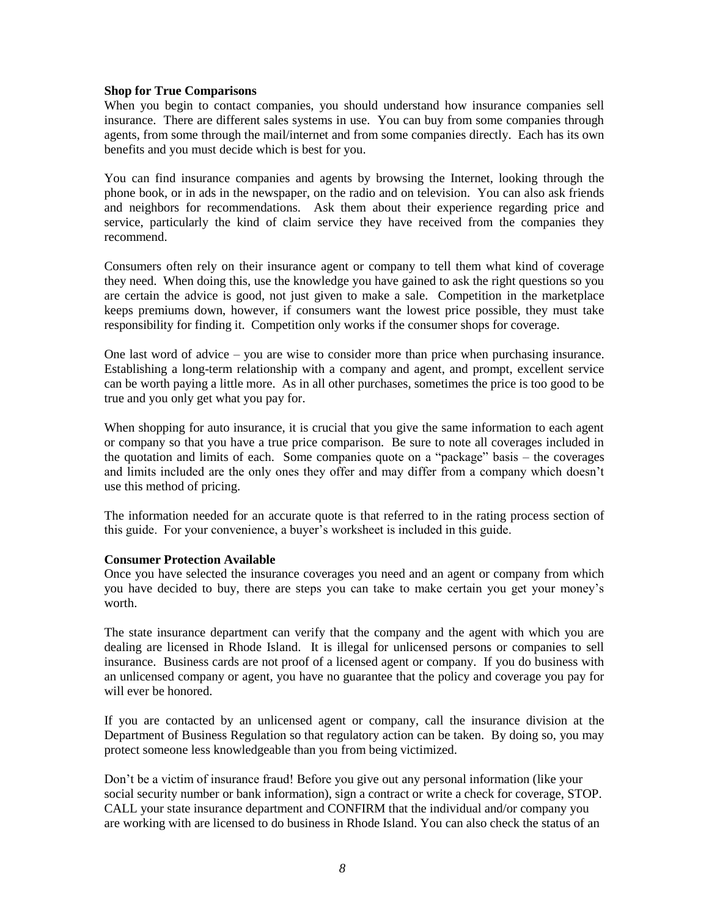**Shop for True Comparisons**

When you begin to contact companies, you should understand how insurance companies sell insurance. There are different sales systems in use. You can buy from some companies through agents, from some through the mail/internet and from some companies directly. Each has its own benefits and you must decide which is best for you.

You can find insurance companies and agents by browsing the Internet, looking through the phone book, or in ads in the newspaper, on the radio and on television. You can also ask friends and neighbors for recommendations. Ask them about their experience regarding price and service, particularly the kind of claim service they have received from the companies they recommend.

Consumers often rely on their insurance agent or company to tell them what kind of coverage they need. When doing this, use the knowledge you have gained to ask the right questions so you are certain the advice is good, not just given to make a sale. Competition in the marketplace keeps premiums down, however, if consumers want the lowest price possible, they must take responsibility for finding it. Competition only works if the consumer shops for coverage.

One last word of advice – you are wise to consider more than price when purchasing insurance. Establishing a long-term relationship with a company and agent, and prompt, excellent service can be worth paying a little more. As in all other purchases, sometimes the price is too good to be true and you only get what you pay for.

When shopping for auto insurance, it is crucial that you give the same information to each agent or company so that you have a true price comparison. Be sure to note all coverages included in the quotation and limits of each. Some companies quote on a "package" basis – the coverages and limits included are the only ones they offer and may differ from a company which doesn't use this method of pricing.

The information needed for an accurate quote is that referred to in the rating process section of this guide. For your convenience, a buyer's worksheet is included in this guide.

**Consumer Protection Available**

Once you have selected the insurance coverages you need and an agent or company from which you have decided to buy, there are steps you can take to make certain you get your money's worth.

The state insurance department can verify that the company and the agent with which you are dealing are licensed in Rhode Island. It is illegal for unlicensed persons or companies to sell insurance. Business cards are not proof of a licensed agent or company. If you do business with an unlicensed company or agent, you have no guarantee that the policy and coverage you pay for will ever be honored.

If you are contacted by an unlicensed agent or company, call the insurance division at the Department of Business Regulation so that regulatory action can be taken. By doing so, you may protect someone less knowledgeable than you from being victimized.

Don't be a victim of insurance fraud! Before you give out any personal information (like your social security number or bank information), sign a contract or write a check for coverage, STOP. CALL your state insurance department and CONFIRM that the individual and/or company you are working with are licensed to do business in Rhode Island. You can also check the status of an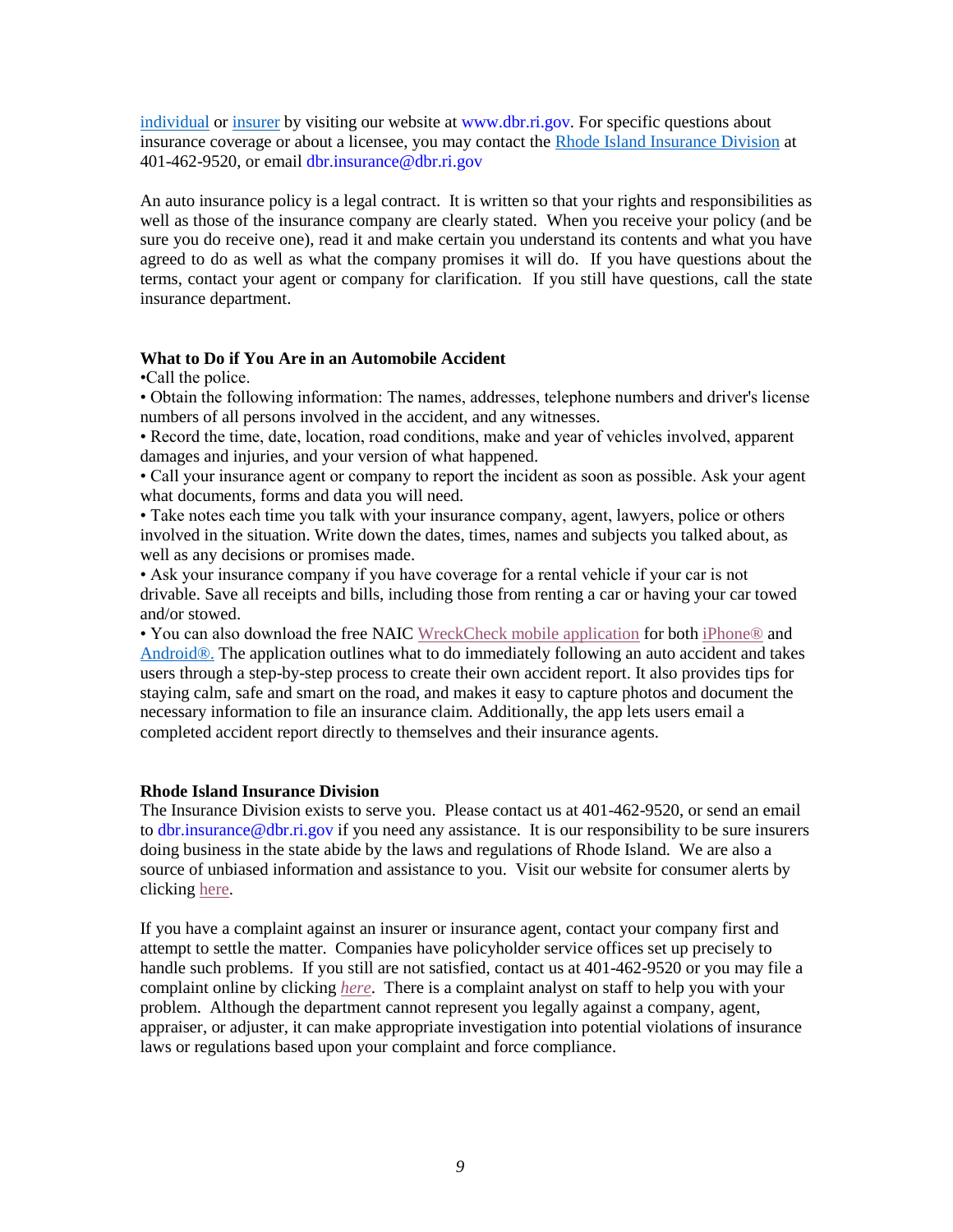individual or insurer by visiting our website at www.dbr.ri.gov. For specific questions about insurance coverage or about a licensee, you may contact the Rhode Island Insurance Division at 401-462-9520, or email dbr.insurance@dbr.ri.gov

An auto insurance policy is a legal contract. It is written so that your rights and responsibilities as well as those of the insurance company are clearly stated. When you receive your policy (and be sure you do receive one), read it and make certain you understand its contents and what you have agreed to do as well as what the company promises it will do. If you have questions about the terms, contact your agent or company for clarification. If you still have questions, call the state insurance department.

**What to Do if You Are in an Automobile Accident**

- Call the police.
- Obtain the following information: The names, addresses, telephone numbers and driver's license numbers of all persons involved in the accident, and any witnesses.
- Record the time, date, location, road conditions, make and year of vehicles involved, apparent damages and injuries, and your version of what happened.
- Call your insurance agent or company to report the incident as soon as possible. Ask your agent what documents, forms and data you will need.
- Take notes each time you talk with your insurance company, agent, lawyers, police or others involved in the situation. Write down the dates, times, names and subjects you talked about, as well as any decisions or promises made.
- Ask your insurance company if you have coverage for a rental vehicle if your car is not drivable. Save all receipts and bills, including those from renting a car or having your car towed and/or stowed.
- You can also download the free NAIC WreckCheck mobile application for both iPhone® and Android®. The application outlines what to do immediately following an auto accident and takes users through a step-by-step process to create their own accident report. It also provides tips for staying calm, safe and smart on the road, and makes it easy to capture photos and document the necessary information to file an insurance claim. Additionally, the app lets users email a completed accident report directly to themselves and their insurance agents.

**Rhode Island Insurance Division**

The Insurance Division exists to serve you. Please contact us at 401-462-9520, or send an email to dbr.insurance@dbr.ri.gov if you need any assistance. It is our responsibility to be sure insurers doing business in the state abide by the laws and regulations of Rhode Island. We are also a source of unbiased information and assistance to you. Visit our website for consumer alerts by clicking here.

If you have a complaint against an insurer or insurance agent, contact your company first and attempt to settle the matter. Companies have policyholder service offices set up precisely to handle such problems. If you still are not satisfied, contact us at 401-462-9520 or you may file a complaint online by clicking *here*. There is a complaint analyst on staff to help you with your problem. Although the department cannot represent you legally against a company, agent, appraiser, or adjuster, it can make appropriate investigation into potential violations of insurance laws or regulations based upon your complaint and force compliance.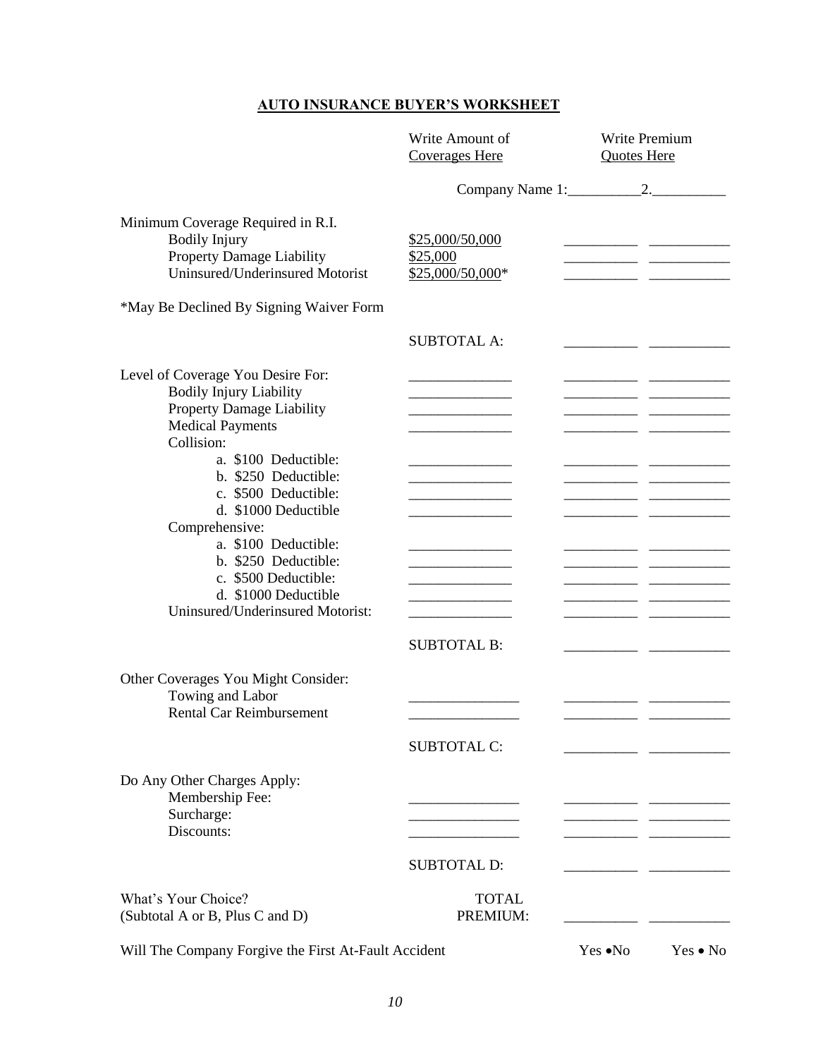# AUTO INSURANCE BUYER'S WORKSHEET

| | Write Amount of Coverages Here | Write Premium Quotes Here | |
|---|---|---|---|
| | | Company Name 1:__________ | 2.__________ |
| **Minimum Coverage Required in R.I.** | | | |
| Bodily Injury | $25,000/50,000 | __________ | __________ |
| Property Damage Liability | $25,000 | __________ | __________ |
| Uninsured/Underinsured Motorist | $25,000/50,000* | __________ | __________ |
| *May Be Declined By Signing Waiver Form | | | |
| | SUBTOTAL A: | __________ | __________ |
| **Level of Coverage You Desire For:** | __________ | __________ | __________ |
| Bodily Injury Liability | __________ | __________ | __________ |
| Property Damage Liability | __________ | __________ | __________ |
| Medical Payments | __________ | __________ | __________ |
| Collision: | | | |
| a. $100 Deductible: | __________ | __________ | __________ |
| b. $250 Deductible: | __________ | __________ | __________ |
| c. $500 Deductible: | __________ | __________ | __________ |
| d. $1000 Deductible | __________ | __________ | __________ |
| Comprehensive: | | | |
| a. $100 Deductible: | __________ | __________ | __________ |
| b. $250 Deductible: | __________ | __________ | __________ |
| c. $500 Deductible: | __________ | __________ | __________ |
| d. $1000 Deductible | __________ | __________ | __________ |
| Uninsured/Underinsured Motorist: | __________ | __________ | __________ |
| | SUBTOTAL B: | __________ | __________ |
| **Other Coverages You Might Consider:** | | | |
| Towing and Labor | __________ | __________ | __________ |
| Rental Car Reimbursement | __________ | __________ | __________ |
| | SUBTOTAL C: | __________ | __________ |
| **Do Any Other Charges Apply:** | | | |
| Membership Fee: | __________ | __________ | __________ |
| Surcharge: | __________ | __________ | __________ |
| Discounts: | __________ | __________ | __________ |
| | SUBTOTAL D: | __________ | __________ |
| What's Your Choice? (Subtotal A or B, Plus C and D) | TOTAL PREMIUM: | __________ | __________ |
| Will The Company Forgive the First At-Fault Accident | | Yes • No | Yes • No |